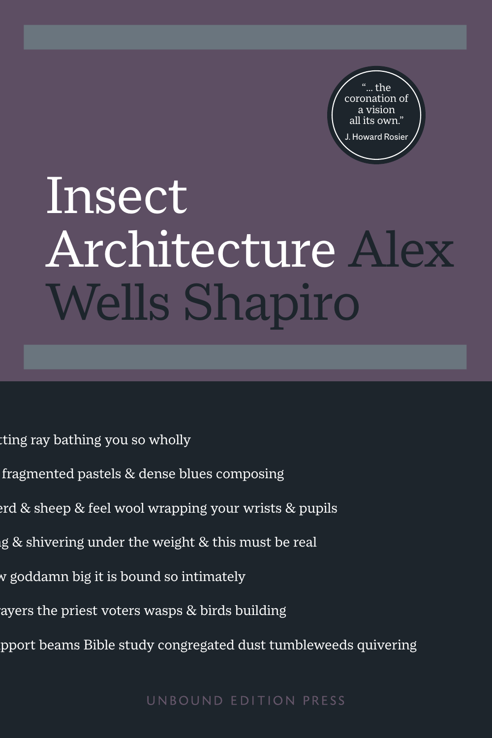# Insect Architecture

## Alex Wells Shapiro

> "... the coronation of a vision all its own."
>
> J. Howard Rosier

tting ray bathing you so wholly

fragmented pastels & dense blues composing

erd & sheep & feel wool wrapping your wrists & pupils

g & shivering under the weight & this must be real

v goddamn big it is bound so intimately

ayers the priest voters wasps & birds building

pport beams Bible study congregated dust tumbleweeds quivering

UNBOUND EDITION PRESS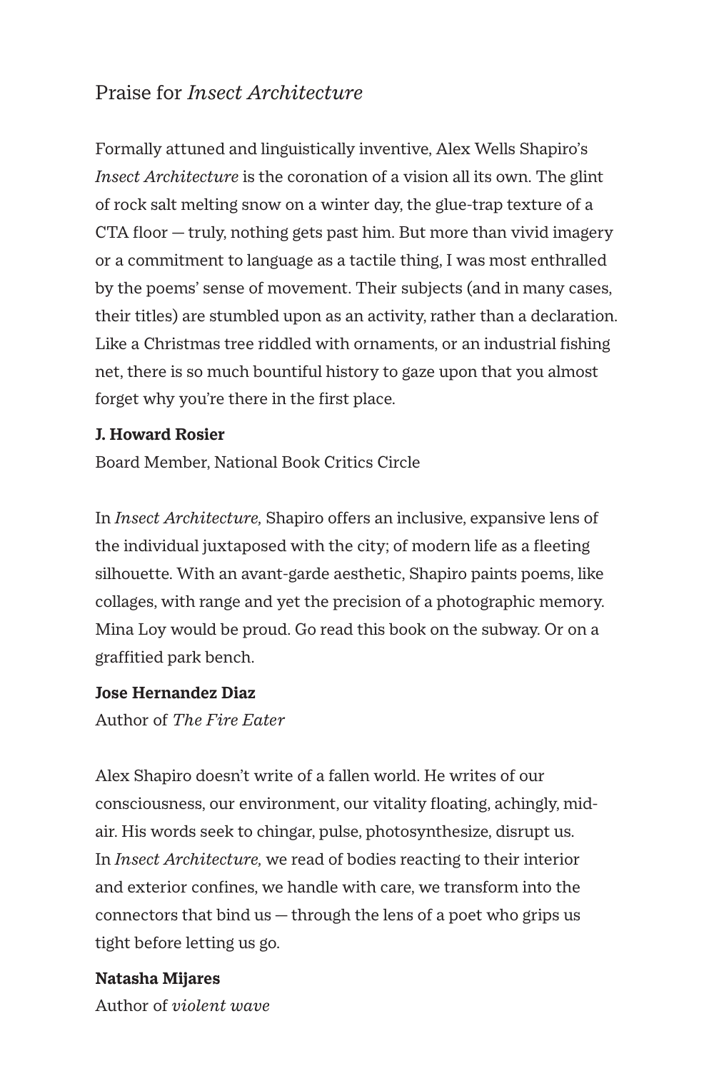## Praise for *Insect Architecture*

Formally attuned and linguistically inventive, Alex Wells Shapiro's *Insect Architecture* is the coronation of a vision all its own. The glint of rock salt melting snow on a winter day, the glue-trap texture of a CTA floor — truly, nothing gets past him. But more than vivid imagery or a commitment to language as a tactile thing, I was most enthralled by the poems' sense of movement. Their subjects (and in many cases, their titles) are stumbled upon as an activity, rather than a declaration. Like a Christmas tree riddled with ornaments, or an industrial fishing net, there is so much bountiful history to gaze upon that you almost forget why you're there in the first place.

**J. Howard Rosier**
Board Member, National Book Critics Circle

In *Insect Architecture,* Shapiro offers an inclusive, expansive lens of the individual juxtaposed with the city; of modern life as a fleeting silhouette. With an avant-garde aesthetic, Shapiro paints poems, like collages, with range and yet the precision of a photographic memory. Mina Loy would be proud. Go read this book on the subway. Or on a graffitied park bench.

**Jose Hernandez Diaz**
Author of *The Fire Eater*

Alex Shapiro doesn't write of a fallen world. He writes of our consciousness, our environment, our vitality floating, achingly, mid-air. His words seek to chingar, pulse, photosynthesize, disrupt us. In *Insect Architecture,* we read of bodies reacting to their interior and exterior confines, we handle with care, we transform into the connectors that bind us — through the lens of a poet who grips us tight before letting us go.

**Natasha Mijares**
Author of *violent wave*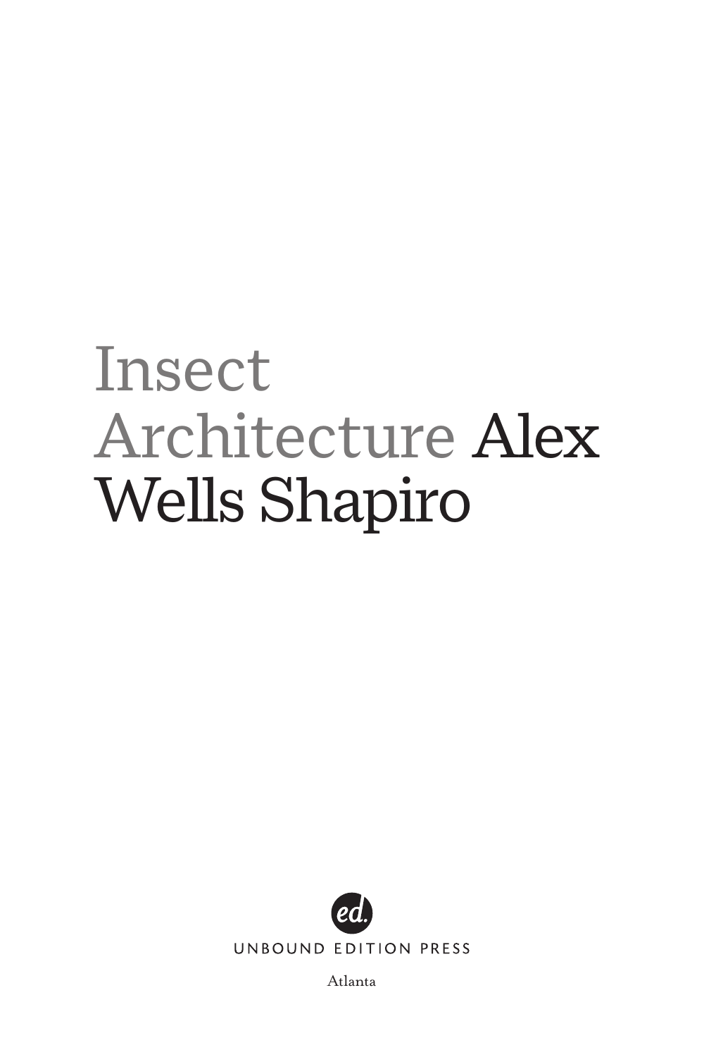# Insect Architecture

## Alex Wells Shapiro

ed.

UNBOUND EDITION PRESS

Atlanta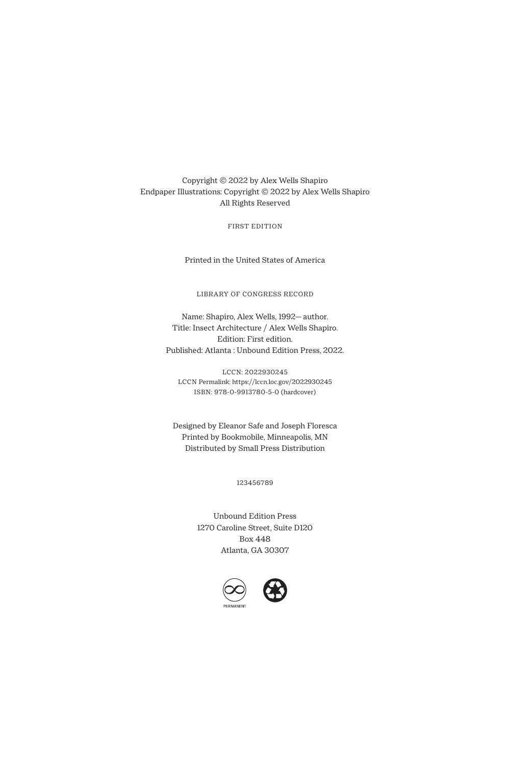Copyright © 2022 by Alex Wells Shapiro
Endpaper Illustrations: Copyright © 2022 by Alex Wells Shapiro
All Rights Reserved

FIRST EDITION

Printed in the United States of America

LIBRARY OF CONGRESS RECORD

Name: Shapiro, Alex Wells, 1992— author.
Title: Insect Architecture / Alex Wells Shapiro.
Edition: First edition.
Published: Atlanta : Unbound Edition Press, 2022.

LCCN: 2022930245
LCCN Permalink: https://lccn.loc.gov/2022930245
ISBN: 978-0-9913780-5-0 (hardcover)

Designed by Eleanor Safe and Joseph Floresca
Printed by Bookmobile, Minneapolis, MN
Distributed by Small Press Distribution

123456789

Unbound Edition Press
1270 Caroline Street, Suite D120
Box 448
Atlanta, GA 30307

PERMANENT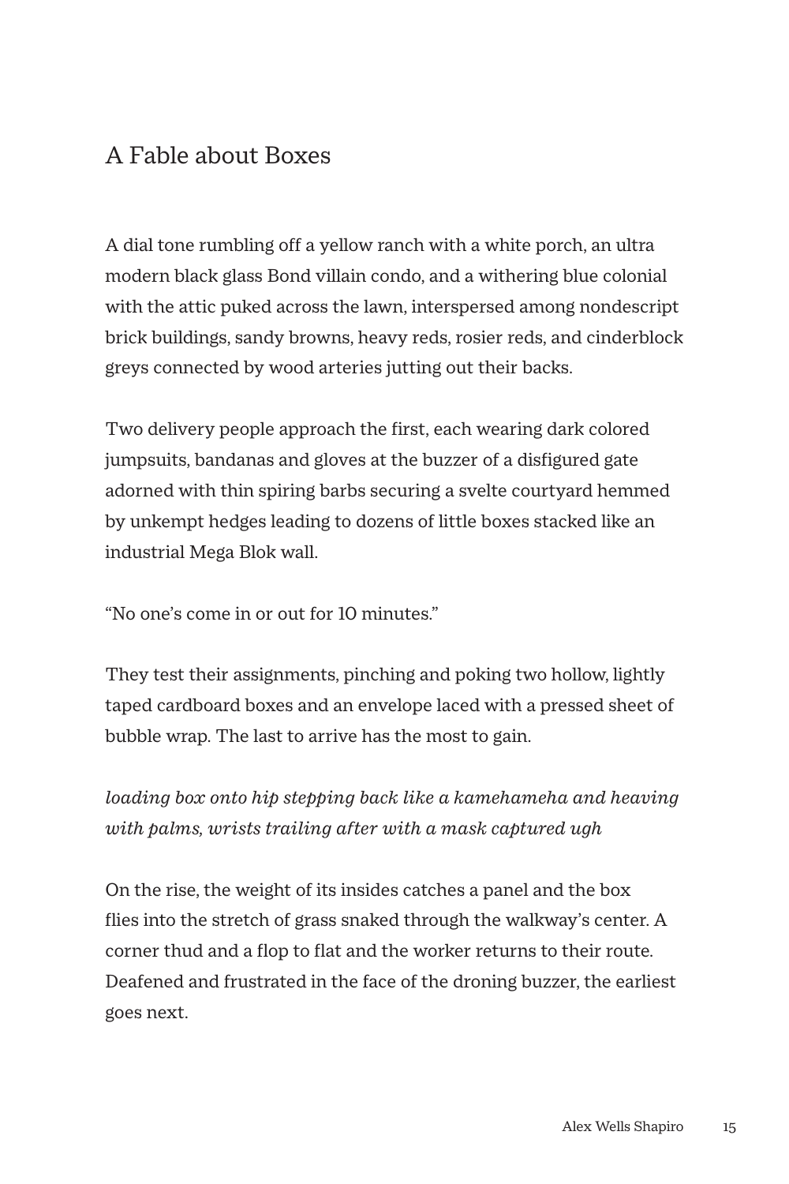# A Fable about Boxes

A dial tone rumbling off a yellow ranch with a white porch, an ultra modern black glass Bond villain condo, and a withering blue colonial with the attic puked across the lawn, interspersed among nondescript brick buildings, sandy browns, heavy reds, rosier reds, and cinderblock greys connected by wood arteries jutting out their backs.

Two delivery people approach the first, each wearing dark colored jumpsuits, bandanas and gloves at the buzzer of a disfigured gate adorned with thin spiring barbs securing a svelte courtyard hemmed by unkempt hedges leading to dozens of little boxes stacked like an industrial Mega Blok wall.

“No one’s come in or out for 10 minutes.”

They test their assignments, pinching and poking two hollow, lightly taped cardboard boxes and an envelope laced with a pressed sheet of bubble wrap. The last to arrive has the most to gain.

*loading box onto hip stepping back like a kamehameha and heaving with palms, wrists trailing after with a mask captured ugh*

On the rise, the weight of its insides catches a panel and the box flies into the stretch of grass snaked through the walkway’s center. A corner thud and a flop to flat and the worker returns to their route. Deafened and frustrated in the face of the droning buzzer, the earliest goes next.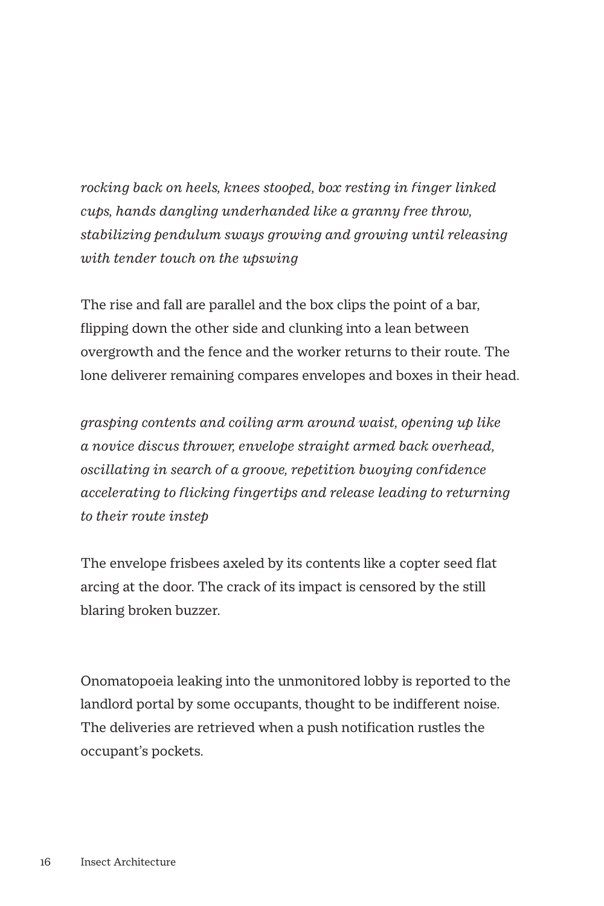*rocking back on heels, knees stooped, box resting in finger linked cups, hands dangling underhanded like a granny free throw, stabilizing pendulum sways growing and growing until releasing with tender touch on the upswing*

The rise and fall are parallel and the box clips the point of a bar, flipping down the other side and clunking into a lean between overgrowth and the fence and the worker returns to their route. The lone deliverer remaining compares envelopes and boxes in their head.

*grasping contents and coiling arm around waist, opening up like a novice discus thrower, envelope straight armed back overhead, oscillating in search of a groove, repetition buoying confidence accelerating to flicking fingertips and release leading to returning to their route instep*

The envelope frisbees axeled by its contents like a copter seed flat arcing at the door. The crack of its impact is censored by the still blaring broken buzzer.

Onomatopoeia leaking into the unmonitored lobby is reported to the landlord portal by some occupants, thought to be indifferent noise. The deliveries are retrieved when a push notification rustles the occupant's pockets.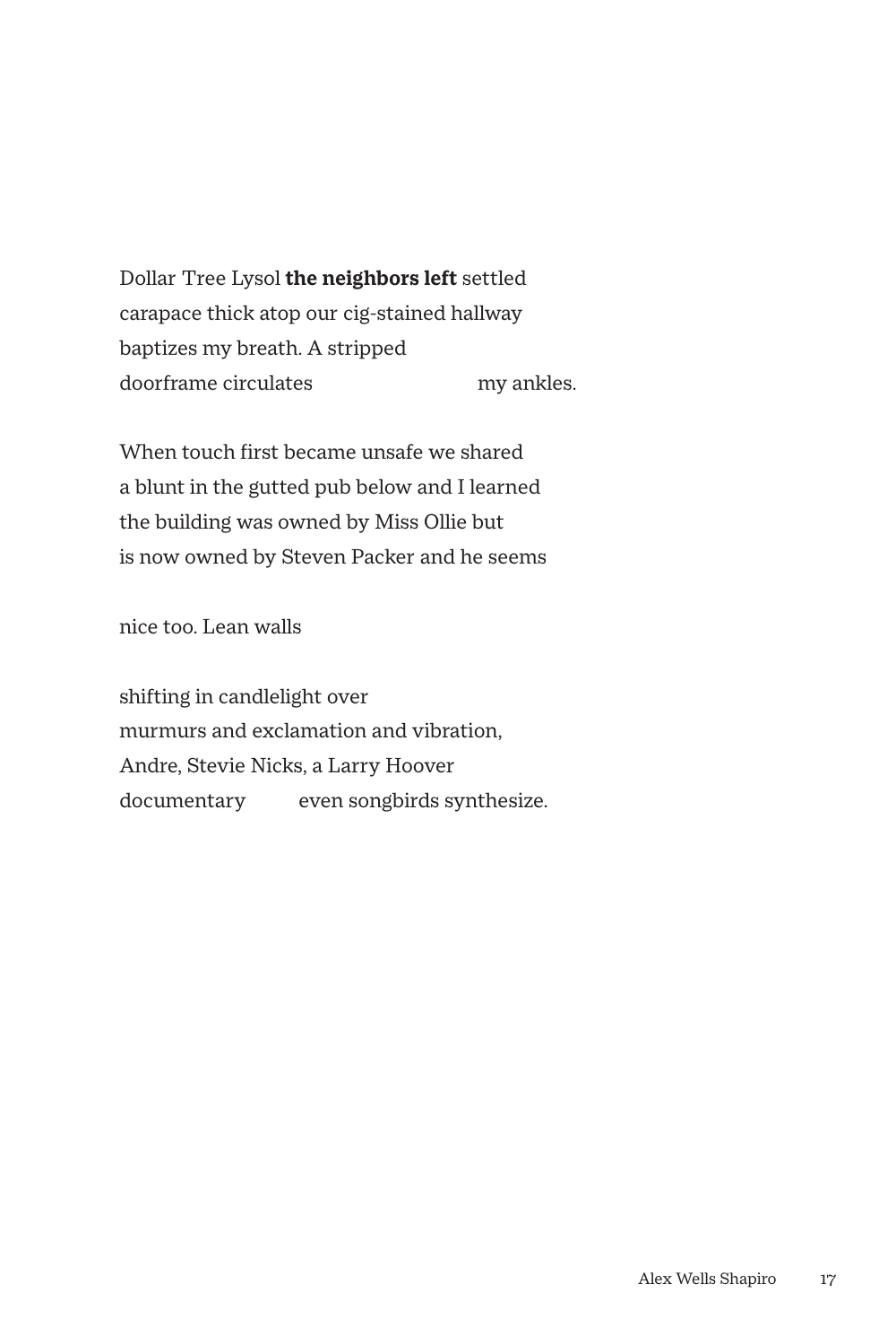Dollar Tree Lysol **the neighbors left** settled
carapace thick atop our cig-stained hallway
baptizes my breath. A stripped
doorframe circulates                         my ankles.

When touch first became unsafe we shared
a blunt in the gutted pub below and I learned
the building was owned by Miss Ollie but
is now owned by Steven Packer and he seems

nice too. Lean walls

shifting in candlelight over
murmurs and exclamation and vibration,
Andre, Stevie Nicks, a Larry Hoover
documentary         even songbirds synthesize.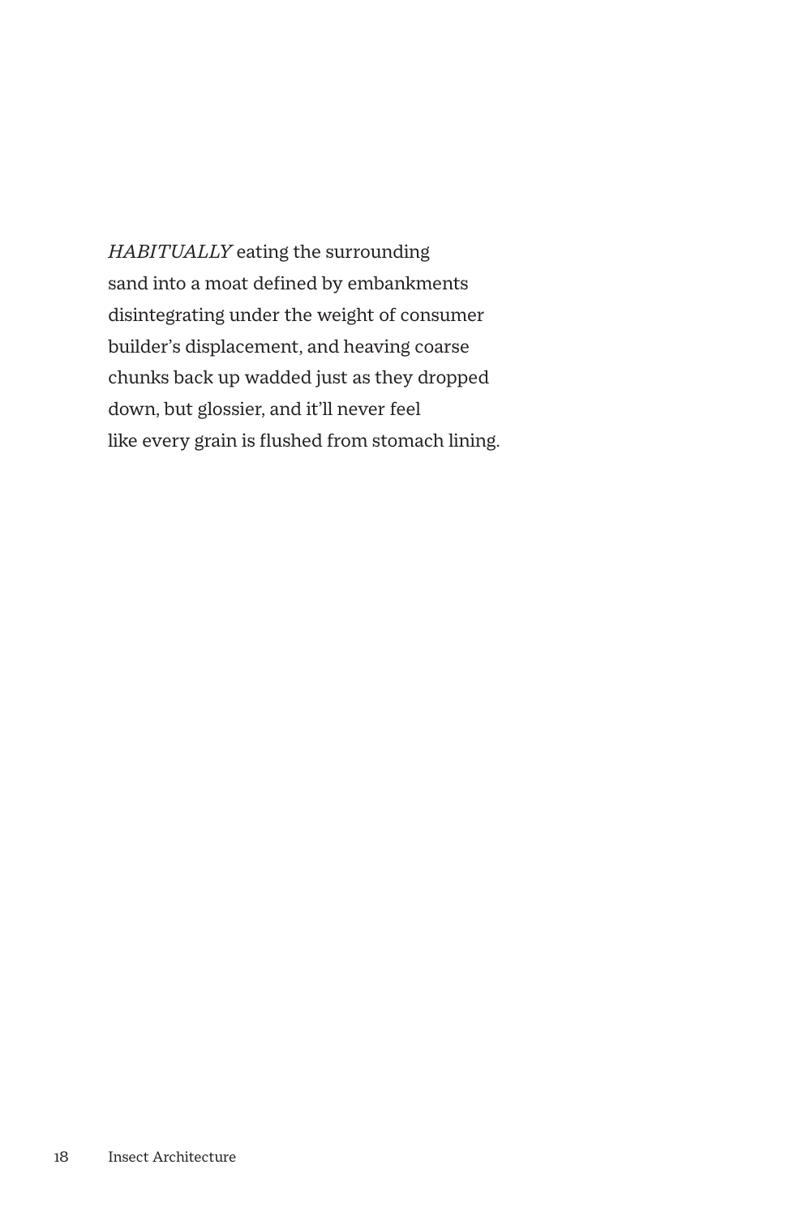*HABITUALLY* eating the surrounding
sand into a moat defined by embankments
disintegrating under the weight of consumer
builder's displacement, and heaving coarse
chunks back up wadded just as they dropped
down, but glossier, and it'll never feel
like every grain is flushed from stomach lining.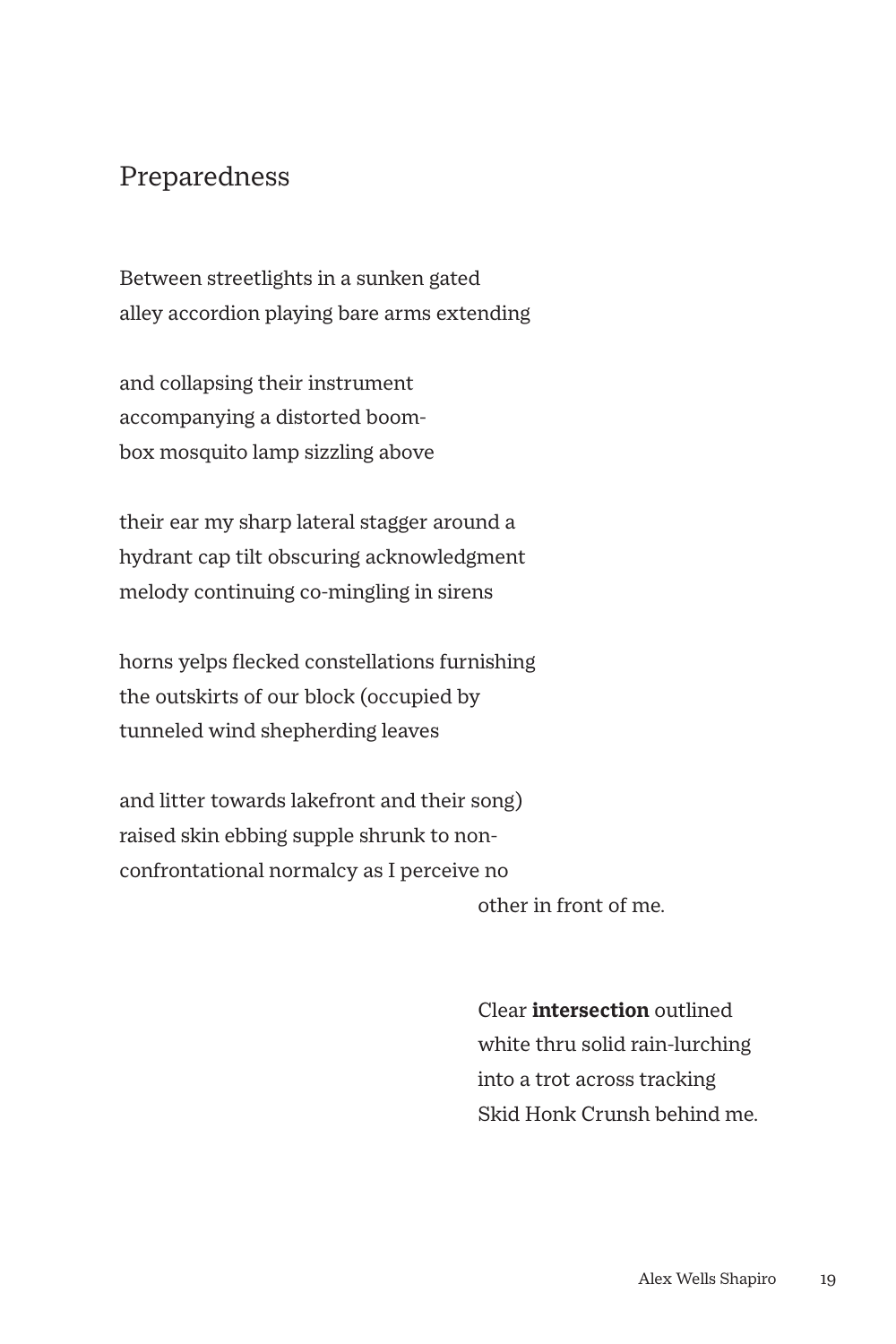# Preparedness

Between streetlights in a sunken gated  
alley accordion playing bare arms extending

and collapsing their instrument  
accompanying a distorted boom-  
box mosquito lamp sizzling above

their ear my sharp lateral stagger around a  
hydrant cap tilt obscuring acknowledgment  
melody continuing co-mingling in sirens

horns yelps flecked constellations furnishing  
the outskirts of our block (occupied by  
tunneled wind shepherding leaves

and litter towards lakefront and their song)  
raised skin ebbing supple shrunk to non-  
confrontational normalcy as I perceive no  
                                                            other in front of me.

                                                            Clear **intersection** outlined  
                                                            white thru solid rain-lurching  
                                                            into a trot across tracking  
                                                            Skid Honk Crunsh behind me.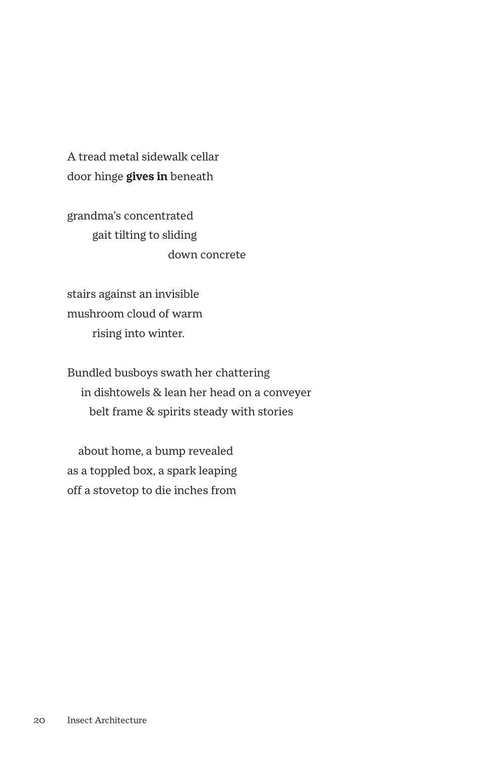A tread metal sidewalk cellar
door hinge **gives in** beneath

grandma's concentrated
        gait tilting to sliding
                        down concrete

stairs against an invisible
mushroom cloud of warm
        rising into winter.

Bundled busboys swath her chattering
    in dishtowels & lean her head on a conveyer
      belt frame & spirits steady with stories

   about home, a bump revealed
as a toppled box, a spark leaping
off a stovetop to die inches from